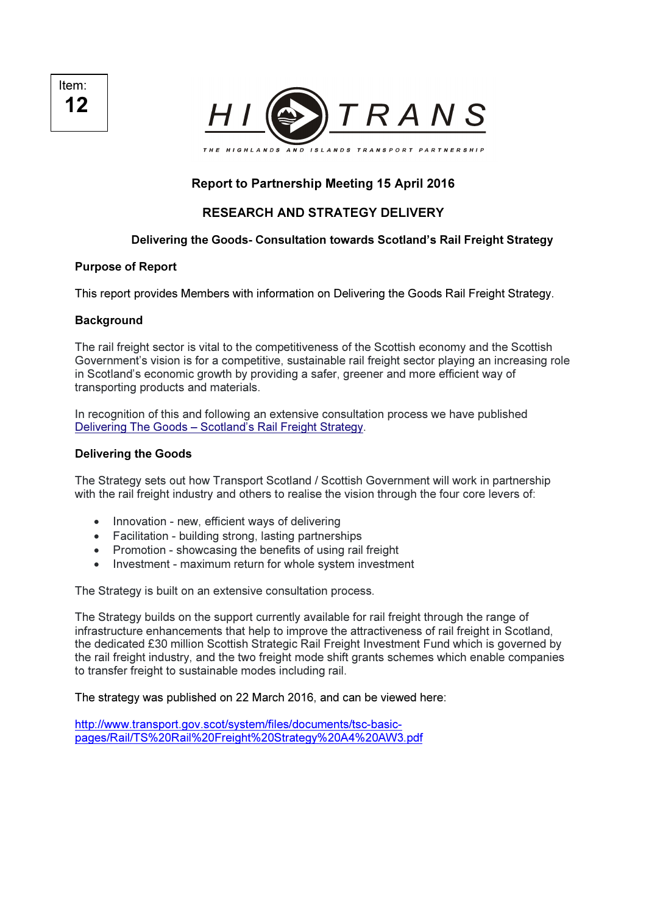Item: **12**

HI TRANS

THE HIGHLANDS AND ISLANDS TRANSPORT PARTNERSHIP

**Report to Partnership Meeting 15 April 2016**

**RESEARCH AND STRATEGY DELIVERY**

**Delivering the Goods- Consultation towards Scotland's Rail Freight Strategy**

**Purpose of Report**

This report provides Members with information on Delivering the Goods Rail Freight Strategy.

**Background**

The rail freight sector is vital to the competitiveness of the Scottish economy and the Scottish Government's vision is for a competitive, sustainable rail freight sector playing an increasing role in Scotland's economic growth by providing a safer, greener and more efficient way of transporting products and materials.

In recognition of this and following an extensive consultation process we have published Delivering The Goods – Scotland's Rail Freight Strategy.

**Delivering the Goods**

The Strategy sets out how Transport Scotland / Scottish Government will work in partnership with the rail freight industry and others to realise the vision through the four core levers of:

- Innovation - new, efficient ways of delivering
- Facilitation - building strong, lasting partnerships
- Promotion - showcasing the benefits of using rail freight
- Investment - maximum return for whole system investment

The Strategy is built on an extensive consultation process.

The Strategy builds on the support currently available for rail freight through the range of infrastructure enhancements that help to improve the attractiveness of rail freight in Scotland, the dedicated £30 million Scottish Strategic Rail Freight Investment Fund which is governed by the rail freight industry, and the two freight mode shift grants schemes which enable companies to transfer freight to sustainable modes including rail.

The strategy was published on 22 March 2016, and can be viewed here:

http://www.transport.gov.scot/system/files/documents/tsc-basic-pages/Rail/TS%20Rail%20Freight%20Strategy%20A4%20AW3.pdf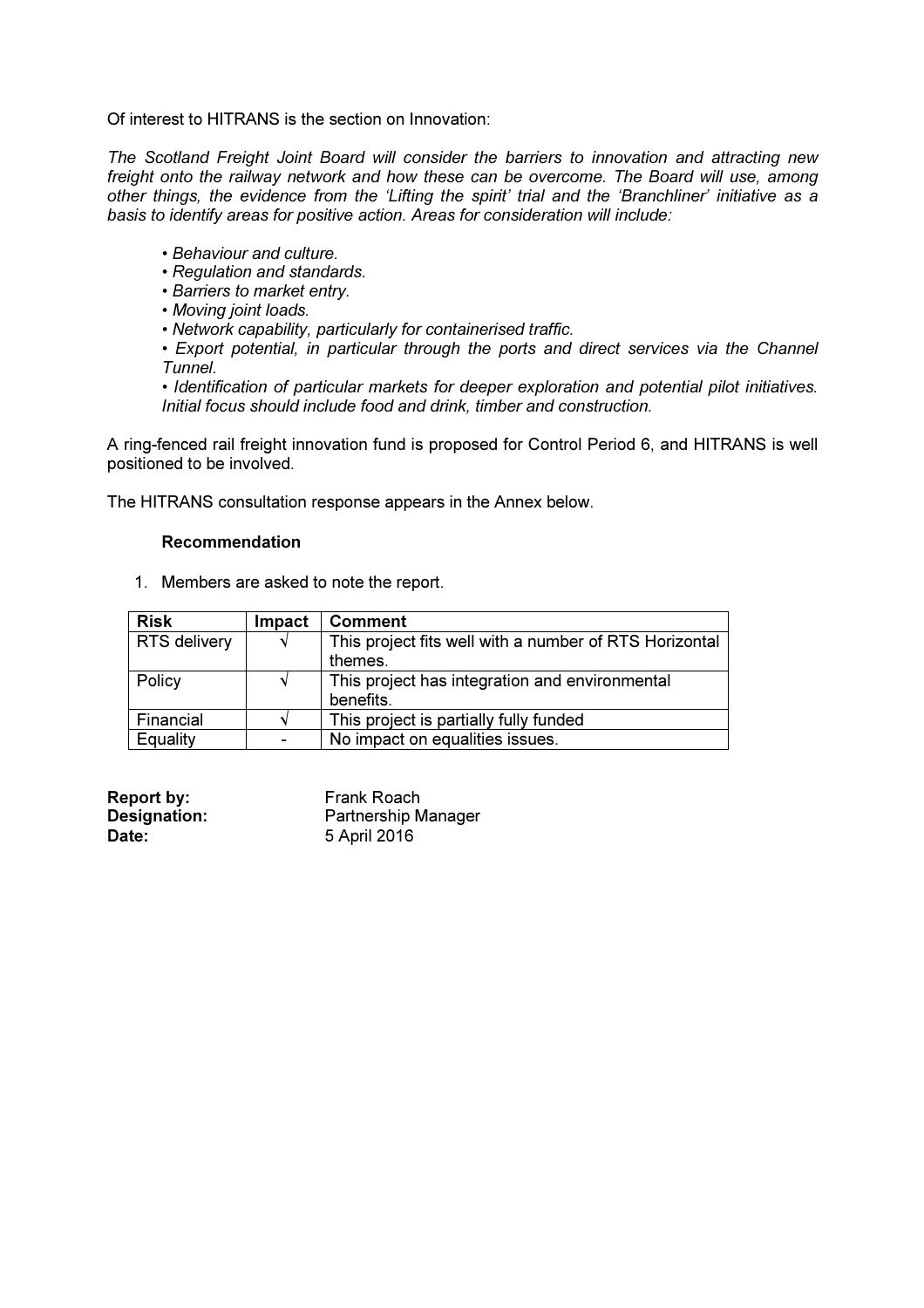Of interest to HITRANS is the section on Innovation:

*The Scotland Freight Joint Board will consider the barriers to innovation and attracting new freight onto the railway network and how these can be overcome. The Board will use, among other things, the evidence from the 'Lifting the spirit' trial and the 'Branchliner' initiative as a basis to identify areas for positive action. Areas for consideration will include:*

- *Behaviour and culture.*
- *Regulation and standards.*
- *Barriers to market entry.*
- *Moving joint loads.*
- *Network capability, particularly for containerised traffic.*
- *Export potential, in particular through the ports and direct services via the Channel Tunnel.*
- *Identification of particular markets for deeper exploration and potential pilot initiatives. Initial focus should include food and drink, timber and construction.*

A ring-fenced rail freight innovation fund is proposed for Control Period 6, and HITRANS is well positioned to be involved.

The HITRANS consultation response appears in the Annex below.

**Recommendation**

1. Members are asked to note the report.

| Risk | Impact | Comment |
|---|---|---|
| RTS delivery | √ | This project fits well with a number of RTS Horizontal themes. |
| Policy | √ | This project has integration and environmental benefits. |
| Financial | √ | This project is partially fully funded |
| Equality | - | No impact on equalities issues. |

**Report by:** Frank Roach
**Designation:** Partnership Manager
**Date:** 5 April 2016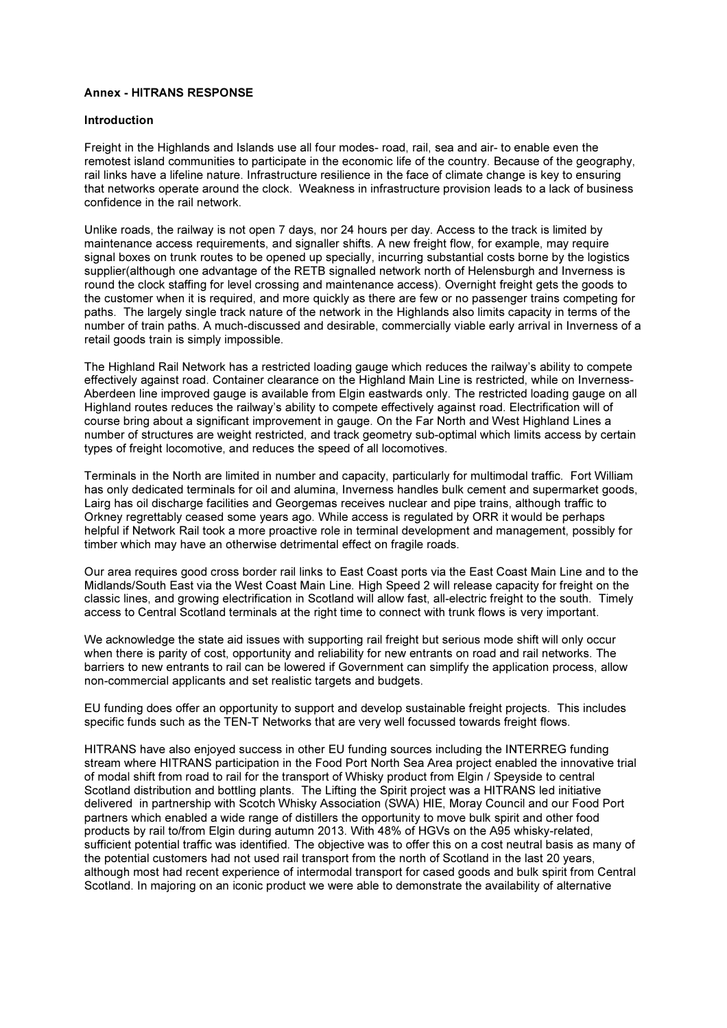**Annex - HITRANS RESPONSE**

**Introduction**

Freight in the Highlands and Islands use all four modes- road, rail, sea and air- to enable even the remotest island communities to participate in the economic life of the country. Because of the geography, rail links have a lifeline nature. Infrastructure resilience in the face of climate change is key to ensuring that networks operate around the clock. Weakness in infrastructure provision leads to a lack of business confidence in the rail network.

Unlike roads, the railway is not open 7 days, nor 24 hours per day. Access to the track is limited by maintenance access requirements, and signaller shifts. A new freight flow, for example, may require signal boxes on trunk routes to be opened up specially, incurring substantial costs borne by the logistics supplier(although one advantage of the RETB signalled network north of Helensburgh and Inverness is round the clock staffing for level crossing and maintenance access). Overnight freight gets the goods to the customer when it is required, and more quickly as there are few or no passenger trains competing for paths. The largely single track nature of the network in the Highlands also limits capacity in terms of the number of train paths. A much-discussed and desirable, commercially viable early arrival in Inverness of a retail goods train is simply impossible.

The Highland Rail Network has a restricted loading gauge which reduces the railway's ability to compete effectively against road. Container clearance on the Highland Main Line is restricted, while on Inverness-Aberdeen line improved gauge is available from Elgin eastwards only. The restricted loading gauge on all Highland routes reduces the railway's ability to compete effectively against road. Electrification will of course bring about a significant improvement in gauge. On the Far North and West Highland Lines a number of structures are weight restricted, and track geometry sub-optimal which limits access by certain types of freight locomotive, and reduces the speed of all locomotives.

Terminals in the North are limited in number and capacity, particularly for multimodal traffic. Fort William has only dedicated terminals for oil and alumina, Inverness handles bulk cement and supermarket goods, Lairg has oil discharge facilities and Georgemas receives nuclear and pipe trains, although traffic to Orkney regrettably ceased some years ago. While access is regulated by ORR it would be perhaps helpful if Network Rail took a more proactive role in terminal development and management, possibly for timber which may have an otherwise detrimental effect on fragile roads.

Our area requires good cross border rail links to East Coast ports via the East Coast Main Line and to the Midlands/South East via the West Coast Main Line. High Speed 2 will release capacity for freight on the classic lines, and growing electrification in Scotland will allow fast, all-electric freight to the south. Timely access to Central Scotland terminals at the right time to connect with trunk flows is very important.

We acknowledge the state aid issues with supporting rail freight but serious mode shift will only occur when there is parity of cost, opportunity and reliability for new entrants on road and rail networks. The barriers to new entrants to rail can be lowered if Government can simplify the application process, allow non-commercial applicants and set realistic targets and budgets.

EU funding does offer an opportunity to support and develop sustainable freight projects. This includes specific funds such as the TEN-T Networks that are very well focussed towards freight flows.

HITRANS have also enjoyed success in other EU funding sources including the INTERREG funding stream where HITRANS participation in the Food Port North Sea Area project enabled the innovative trial of modal shift from road to rail for the transport of Whisky product from Elgin / Speyside to central Scotland distribution and bottling plants. The Lifting the Spirit project was a HITRANS led initiative delivered in partnership with Scotch Whisky Association (SWA) HIE, Moray Council and our Food Port partners which enabled a wide range of distillers the opportunity to move bulk spirit and other food products by rail to/from Elgin during autumn 2013. With 48% of HGVs on the A95 whisky-related, sufficient potential traffic was identified. The objective was to offer this on a cost neutral basis as many of the potential customers had not used rail transport from the north of Scotland in the last 20 years, although most had recent experience of intermodal transport for cased goods and bulk spirit from Central Scotland. In majoring on an iconic product we were able to demonstrate the availability of alternative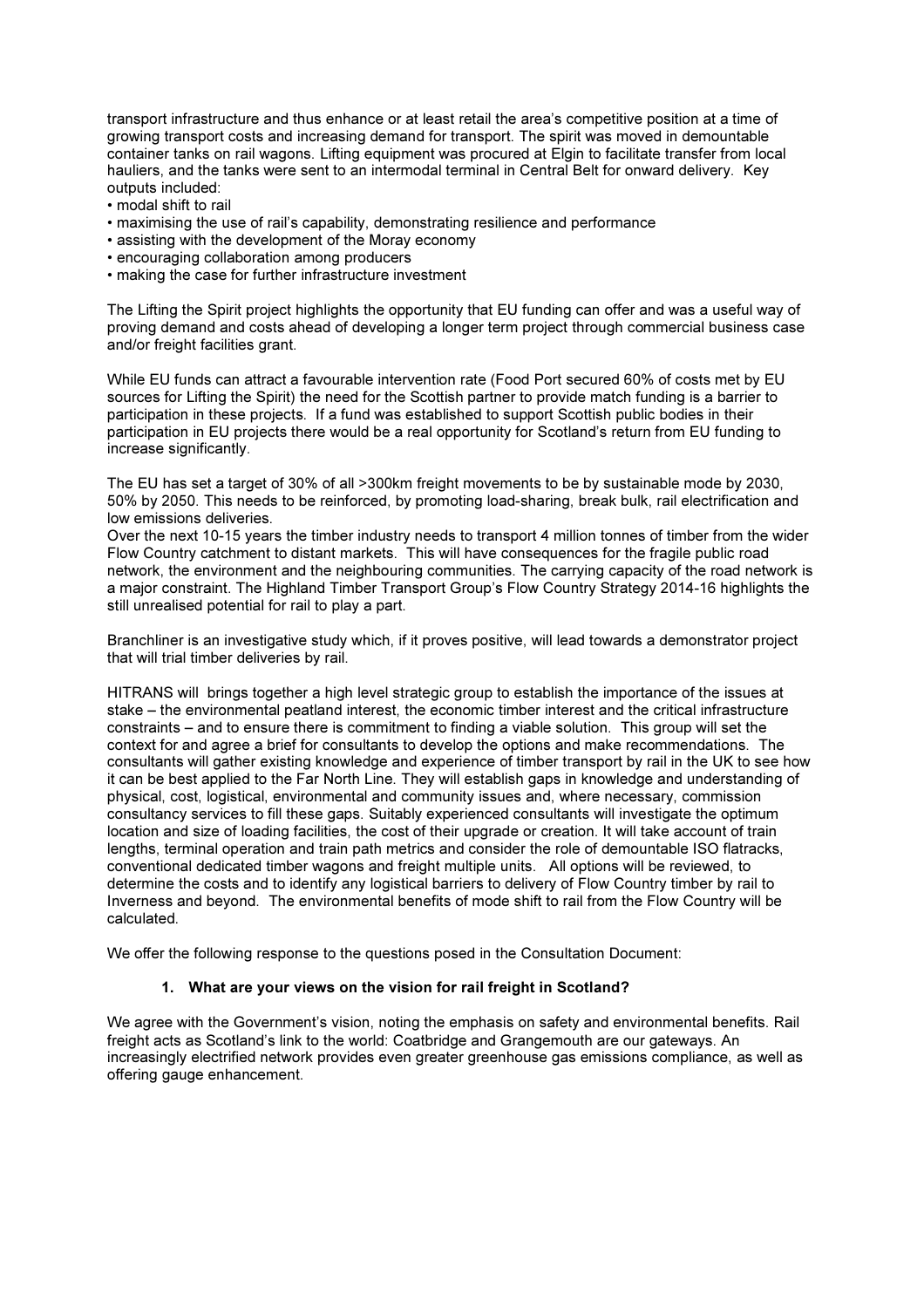transport infrastructure and thus enhance or at least retail the area's competitive position at a time of growing transport costs and increasing demand for transport. The spirit was moved in demountable container tanks on rail wagons. Lifting equipment was procured at Elgin to facilitate transfer from local hauliers, and the tanks were sent to an intermodal terminal in Central Belt for onward delivery. Key outputs included:

- modal shift to rail
- maximising the use of rail's capability, demonstrating resilience and performance
- assisting with the development of the Moray economy
- encouraging collaboration among producers
- making the case for further infrastructure investment

The Lifting the Spirit project highlights the opportunity that EU funding can offer and was a useful way of proving demand and costs ahead of developing a longer term project through commercial business case and/or freight facilities grant.

While EU funds can attract a favourable intervention rate (Food Port secured 60% of costs met by EU sources for Lifting the Spirit) the need for the Scottish partner to provide match funding is a barrier to participation in these projects. If a fund was established to support Scottish public bodies in their participation in EU projects there would be a real opportunity for Scotland's return from EU funding to increase significantly.

The EU has set a target of 30% of all >300km freight movements to be by sustainable mode by 2030, 50% by 2050. This needs to be reinforced, by promoting load-sharing, break bulk, rail electrification and low emissions deliveries.
Over the next 10-15 years the timber industry needs to transport 4 million tonnes of timber from the wider Flow Country catchment to distant markets. This will have consequences for the fragile public road network, the environment and the neighbouring communities. The carrying capacity of the road network is a major constraint. The Highland Timber Transport Group's Flow Country Strategy 2014-16 highlights the still unrealised potential for rail to play a part.

Branchliner is an investigative study which, if it proves positive, will lead towards a demonstrator project that will trial timber deliveries by rail.

HITRANS will brings together a high level strategic group to establish the importance of the issues at stake – the environmental peatland interest, the economic timber interest and the critical infrastructure constraints – and to ensure there is commitment to finding a viable solution. This group will set the context for and agree a brief for consultants to develop the options and make recommendations. The consultants will gather existing knowledge and experience of timber transport by rail in the UK to see how it can be best applied to the Far North Line. They will establish gaps in knowledge and understanding of physical, cost, logistical, environmental and community issues and, where necessary, commission consultancy services to fill these gaps. Suitably experienced consultants will investigate the optimum location and size of loading facilities, the cost of their upgrade or creation. It will take account of train lengths, terminal operation and train path metrics and consider the role of demountable ISO flatracks, conventional dedicated timber wagons and freight multiple units. All options will be reviewed, to determine the costs and to identify any logistical barriers to delivery of Flow Country timber by rail to Inverness and beyond. The environmental benefits of mode shift to rail from the Flow Country will be calculated.

We offer the following response to the questions posed in the Consultation Document:

**1. What are your views on the vision for rail freight in Scotland?**

We agree with the Government's vision, noting the emphasis on safety and environmental benefits. Rail freight acts as Scotland's link to the world: Coatbridge and Grangemouth are our gateways. An increasingly electrified network provides even greater greenhouse gas emissions compliance, as well as offering gauge enhancement.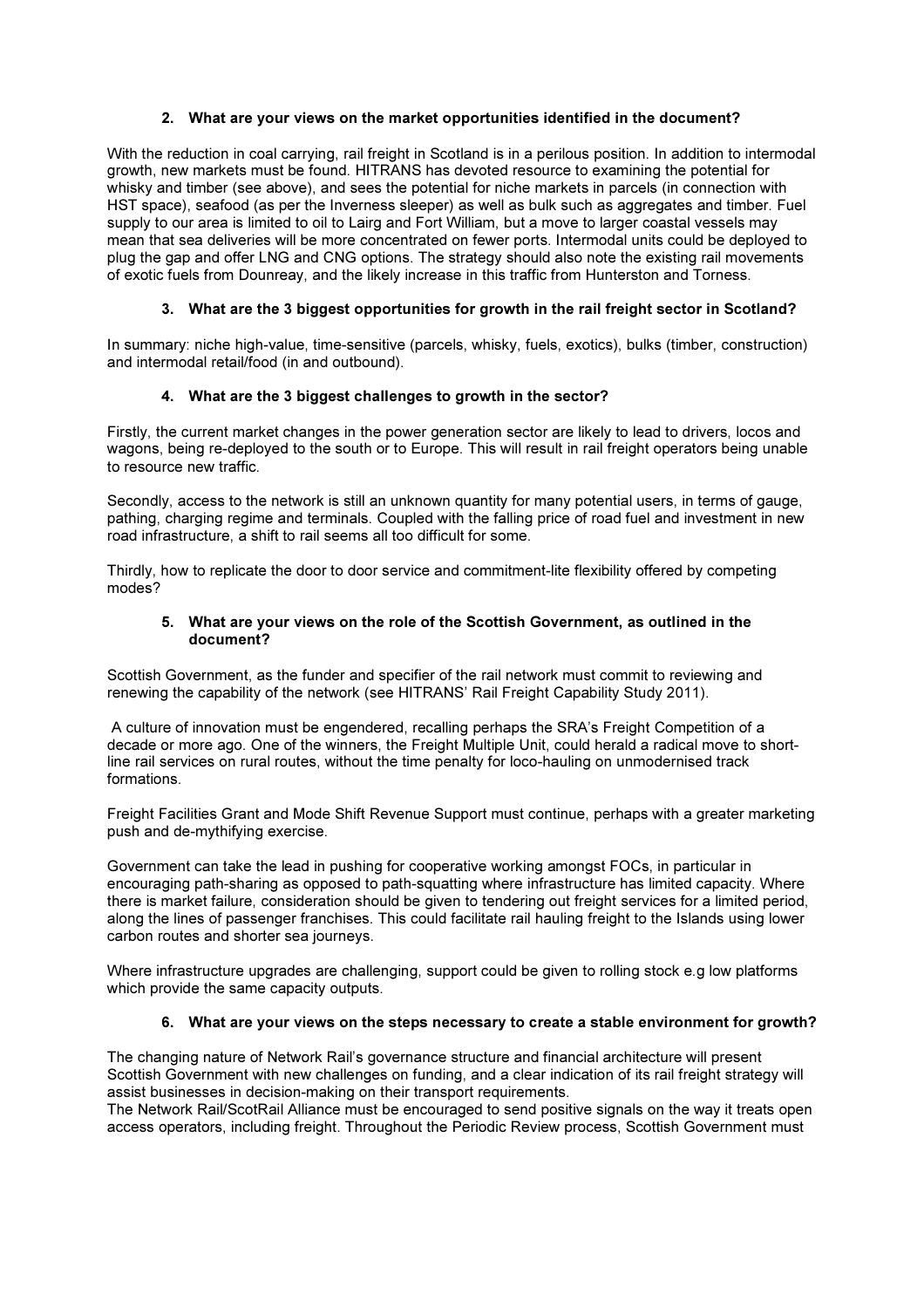### 2. What are your views on the market opportunities identified in the document?

With the reduction in coal carrying, rail freight in Scotland is in a perilous position. In addition to intermodal growth, new markets must be found. HITRANS has devoted resource to examining the potential for whisky and timber (see above), and sees the potential for niche markets in parcels (in connection with HST space), seafood (as per the Inverness sleeper) as well as bulk such as aggregates and timber. Fuel supply to our area is limited to oil to Lairg and Fort William, but a move to larger coastal vessels may mean that sea deliveries will be more concentrated on fewer ports. Intermodal units could be deployed to plug the gap and offer LNG and CNG options. The strategy should also note the existing rail movements of exotic fuels from Dounreay, and the likely increase in this traffic from Hunterston and Torness.

### 3. What are the 3 biggest opportunities for growth in the rail freight sector in Scotland?

In summary: niche high-value, time-sensitive (parcels, whisky, fuels, exotics), bulks (timber, construction) and intermodal retail/food (in and outbound).

### 4. What are the 3 biggest challenges to growth in the sector?

Firstly, the current market changes in the power generation sector are likely to lead to drivers, locos and wagons, being re-deployed to the south or to Europe. This will result in rail freight operators being unable to resource new traffic.

Secondly, access to the network is still an unknown quantity for many potential users, in terms of gauge, pathing, charging regime and terminals. Coupled with the falling price of road fuel and investment in new road infrastructure, a shift to rail seems all too difficult for some.

Thirdly, how to replicate the door to door service and commitment-lite flexibility offered by competing modes?

### 5. What are your views on the role of the Scottish Government, as outlined in the document?

Scottish Government, as the funder and specifier of the rail network must commit to reviewing and renewing the capability of the network (see HITRANS' Rail Freight Capability Study 2011).

A culture of innovation must be engendered, recalling perhaps the SRA's Freight Competition of a decade or more ago. One of the winners, the Freight Multiple Unit, could herald a radical move to short-line rail services on rural routes, without the time penalty for loco-hauling on unmodernised track formations.

Freight Facilities Grant and Mode Shift Revenue Support must continue, perhaps with a greater marketing push and de-mythifying exercise.

Government can take the lead in pushing for cooperative working amongst FOCs, in particular in encouraging path-sharing as opposed to path-squatting where infrastructure has limited capacity. Where there is market failure, consideration should be given to tendering out freight services for a limited period, along the lines of passenger franchises. This could facilitate rail hauling freight to the Islands using lower carbon routes and shorter sea journeys.

Where infrastructure upgrades are challenging, support could be given to rolling stock e.g low platforms which provide the same capacity outputs.

### 6. What are your views on the steps necessary to create a stable environment for growth?

The changing nature of Network Rail's governance structure and financial architecture will present Scottish Government with new challenges on funding, and a clear indication of its rail freight strategy will assist businesses in decision-making on their transport requirements.
The Network Rail/ScotRail Alliance must be encouraged to send positive signals on the way it treats open access operators, including freight. Throughout the Periodic Review process, Scottish Government must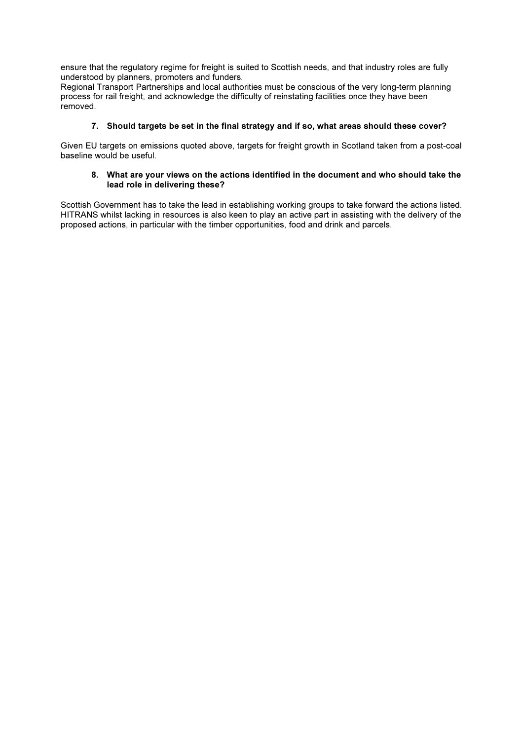ensure that the regulatory regime for freight is suited to Scottish needs, and that industry roles are fully understood by planners, promoters and funders.
Regional Transport Partnerships and local authorities must be conscious of the very long-term planning process for rail freight, and acknowledge the difficulty of reinstating facilities once they have been removed.

**7. Should targets be set in the final strategy and if so, what areas should these cover?**

Given EU targets on emissions quoted above, targets for freight growth in Scotland taken from a post-coal baseline would be useful.

**8. What are your views on the actions identified in the document and who should take the lead role in delivering these?**

Scottish Government has to take the lead in establishing working groups to take forward the actions listed. HITRANS whilst lacking in resources is also keen to play an active part in assisting with the delivery of the proposed actions, in particular with the timber opportunities, food and drink and parcels.